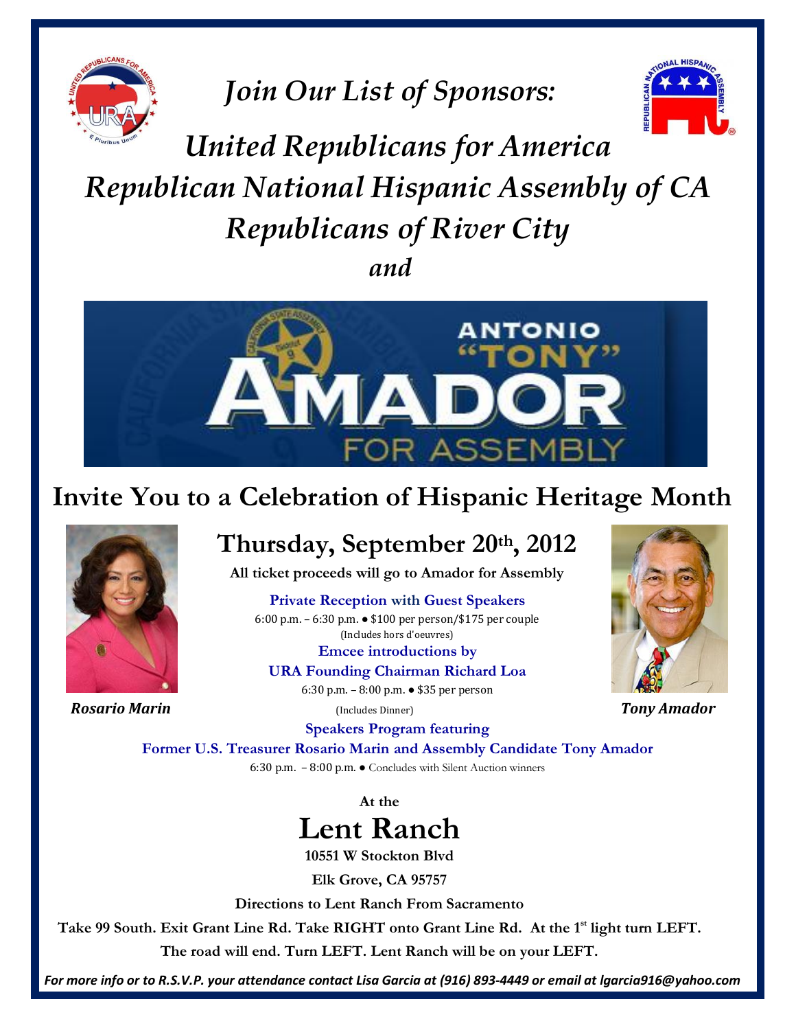# *Join Our List of Sponsors:*

## *United Republicans for America*
## *Republican National Hispanic Assembly of CA*
## *Republicans of River City*
## *and*

ANTONIO "TONY" AMADOR FOR ASSEMBLY

# Invite You to a Celebration of Hispanic Heritage Month

## Thursday, September 20th, 2012

**All ticket proceeds will go to Amador for Assembly**

**Private Reception with Guest Speakers**

6:00 p.m. – 6:30 p.m. ● $100 per person/$175 per couple
(Includes hors d'oeuvres)

**Emcee introductions by**
**URA Founding Chairman Richard Loa**

6:30 p.m. – 8:00 p.m. ● $35 per person
(Includes Dinner)

***Rosario Marin***

***Tony Amador***

**Speakers Program featuring**
**Former U.S. Treasurer Rosario Marin and Assembly Candidate Tony Amador**

6:30 p.m. – 8:00 p.m. ● Concludes with Silent Auction winners

**At the**

# Lent Ranch

**10551 W Stockton Blvd**

**Elk Grove, CA 95757**

**Directions to Lent Ranch From Sacramento**

**Take 99 South. Exit Grant Line Rd. Take RIGHT onto Grant Line Rd. At the 1st light turn LEFT. The road will end. Turn LEFT. Lent Ranch will be on your LEFT.**

***For more info or to R.S.V.P. your attendance contact Lisa Garcia at (916) 893-4449 or email at lgarcia916@yahoo.com***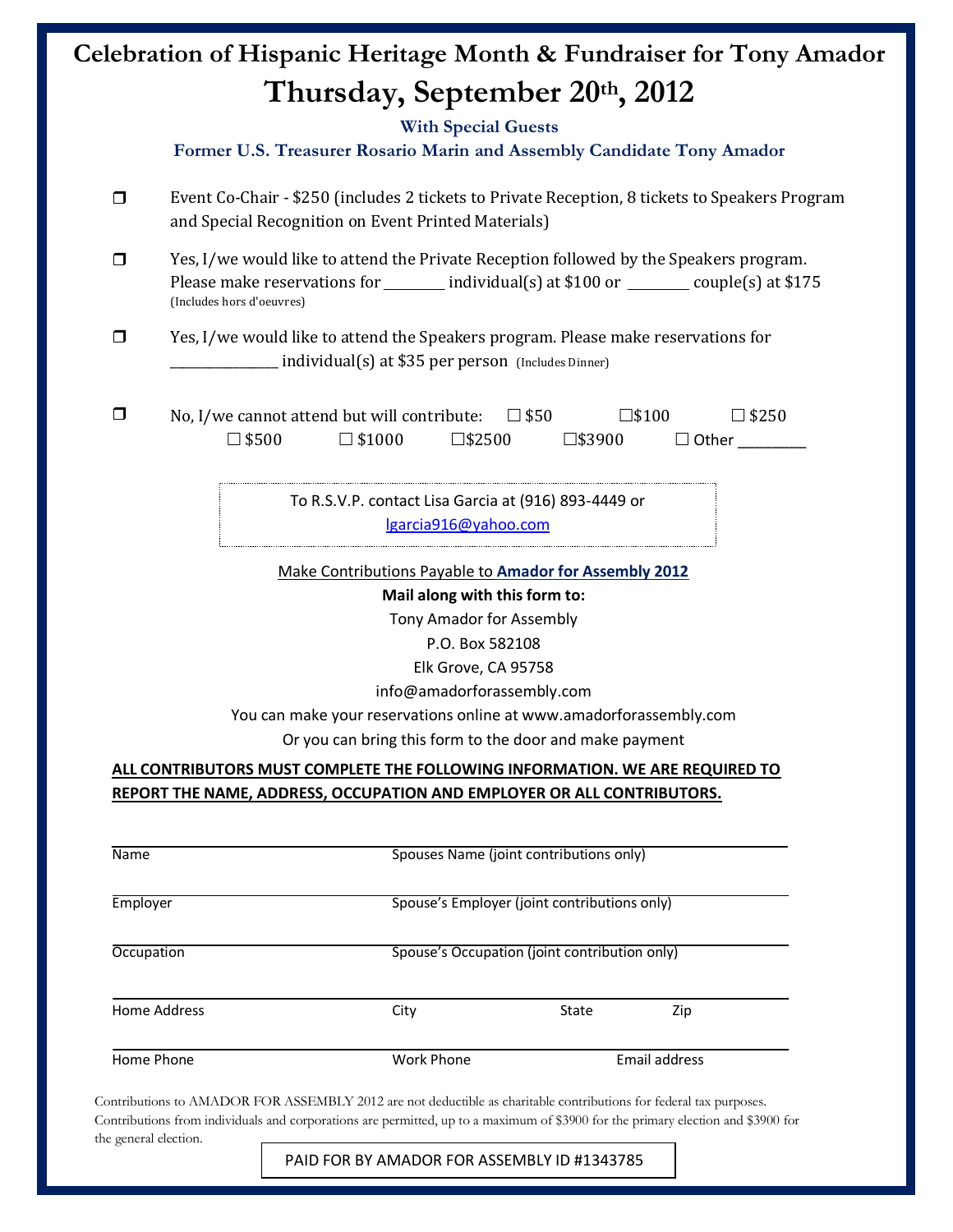# Celebration of Hispanic Heritage Month & Fundraiser for Tony Amador

## Thursday, September 20th, 2012

**With Special Guests**

**Former U.S. Treasurer Rosario Marin and Assembly Candidate Tony Amador**

- ❒ Event Co-Chair - $250 (includes 2 tickets to Private Reception, 8 tickets to Speakers Program and Special Recognition on Event Printed Materials)

- ❒ Yes, I/we would like to attend the Private Reception followed by the Speakers program. Please make reservations for ________ individual(s) at $100 or ________ couple(s) at $175 (Includes hors d'oeuvres)

- ❒ Yes, I/we would like to attend the Speakers program. Please make reservations for ______________ individual(s) at $35 per person (Includes Dinner)

- ❒ No, I/we cannot attend but will contribute: ☐ $50 ☐ $100 ☐ $250 ☐ $500 ☐ $1000 ☐ $2500 ☐ $3900 ☐ Other ________

To R.S.V.P. contact Lisa Garcia at (916) 893-4449 or lgarcia916@yahoo.com

Make Contributions Payable to **Amador for Assembly 2012**

**Mail along with this form to:**

Tony Amador for Assembly
P.O. Box 582108
Elk Grove, CA 95758
info@amadorforassembly.com

You can make your reservations online at www.amadorforassembly.com

Or you can bring this form to the door and make payment

**ALL CONTRIBUTORS MUST COMPLETE THE FOLLOWING INFORMATION. WE ARE REQUIRED TO REPORT THE NAME, ADDRESS, OCCUPATION AND EMPLOYER OR ALL CONTRIBUTORS.**

Name ____________________ Spouses Name (joint contributions only) ____________________

Employer ____________________ Spouse's Employer (joint contributions only) ____________________

Occupation ____________________ Spouse's Occupation (joint contribution only) ____________________

Home Address ____________________ City ____________ State ______ Zip ______

Home Phone ____________________ Work Phone ____________________ Email address ____________________

Contributions to AMADOR FOR ASSEMBLY 2012 are not deductible as charitable contributions for federal tax purposes. Contributions from individuals and corporations are permitted, up to a maximum of $3900 for the primary election and $3900 for the general election.

PAID FOR BY AMADOR FOR ASSEMBLY ID #1343785